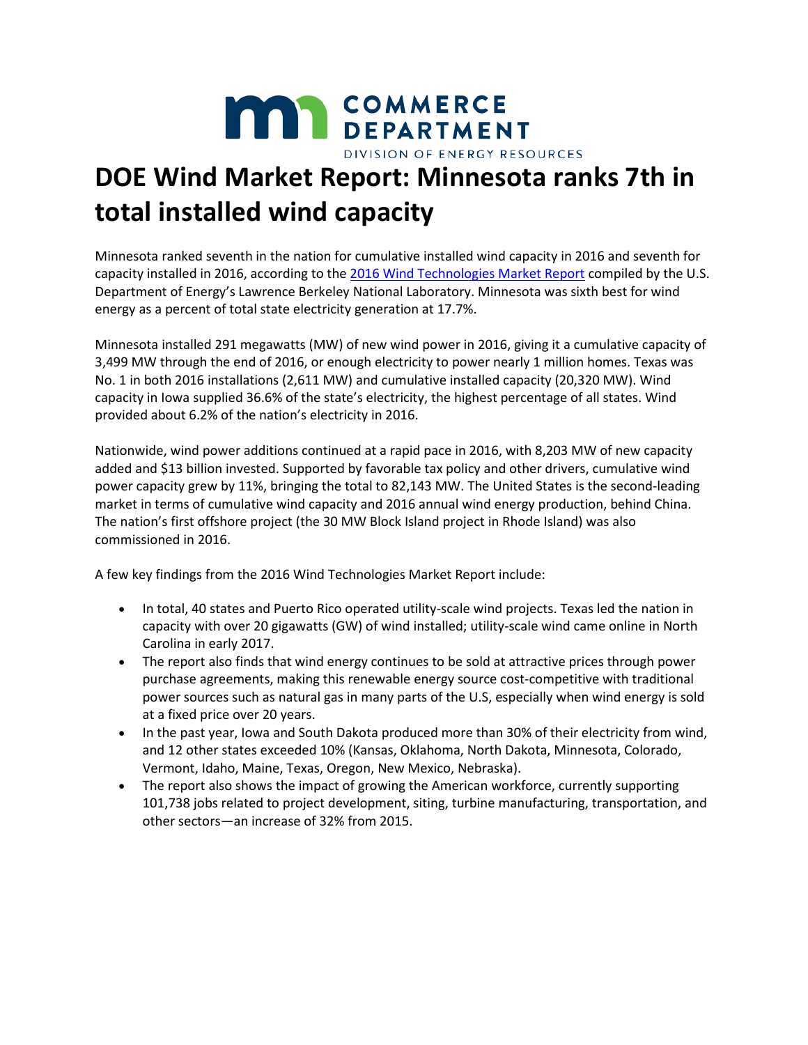COMMERCE DEPARTMENT

DIVISION OF ENERGY RESOURCES

# DOE Wind Market Report: Minnesota ranks 7th in total installed wind capacity

Minnesota ranked seventh in the nation for cumulative installed wind capacity in 2016 and seventh for capacity installed in 2016, according to the [2016 Wind Technologies Market Report](#) compiled by the U.S. Department of Energy's Lawrence Berkeley National Laboratory. Minnesota was sixth best for wind energy as a percent of total state electricity generation at 17.7%.

Minnesota installed 291 megawatts (MW) of new wind power in 2016, giving it a cumulative capacity of 3,499 MW through the end of 2016, or enough electricity to power nearly 1 million homes. Texas was No. 1 in both 2016 installations (2,611 MW) and cumulative installed capacity (20,320 MW). Wind capacity in Iowa supplied 36.6% of the state's electricity, the highest percentage of all states. Wind provided about 6.2% of the nation's electricity in 2016.

Nationwide, wind power additions continued at a rapid pace in 2016, with 8,203 MW of new capacity added and $13 billion invested. Supported by favorable tax policy and other drivers, cumulative wind power capacity grew by 11%, bringing the total to 82,143 MW. The United States is the second-leading market in terms of cumulative wind capacity and 2016 annual wind energy production, behind China. The nation's first offshore project (the 30 MW Block Island project in Rhode Island) was also commissioned in 2016.

A few key findings from the 2016 Wind Technologies Market Report include:

- In total, 40 states and Puerto Rico operated utility-scale wind projects. Texas led the nation in capacity with over 20 gigawatts (GW) of wind installed; utility-scale wind came online in North Carolina in early 2017.
- The report also finds that wind energy continues to be sold at attractive prices through power purchase agreements, making this renewable energy source cost-competitive with traditional power sources such as natural gas in many parts of the U.S, especially when wind energy is sold at a fixed price over 20 years.
- In the past year, Iowa and South Dakota produced more than 30% of their electricity from wind, and 12 other states exceeded 10% (Kansas, Oklahoma, North Dakota, Minnesota, Colorado, Vermont, Idaho, Maine, Texas, Oregon, New Mexico, Nebraska).
- The report also shows the impact of growing the American workforce, currently supporting 101,738 jobs related to project development, siting, turbine manufacturing, transportation, and other sectors—an increase of 32% from 2015.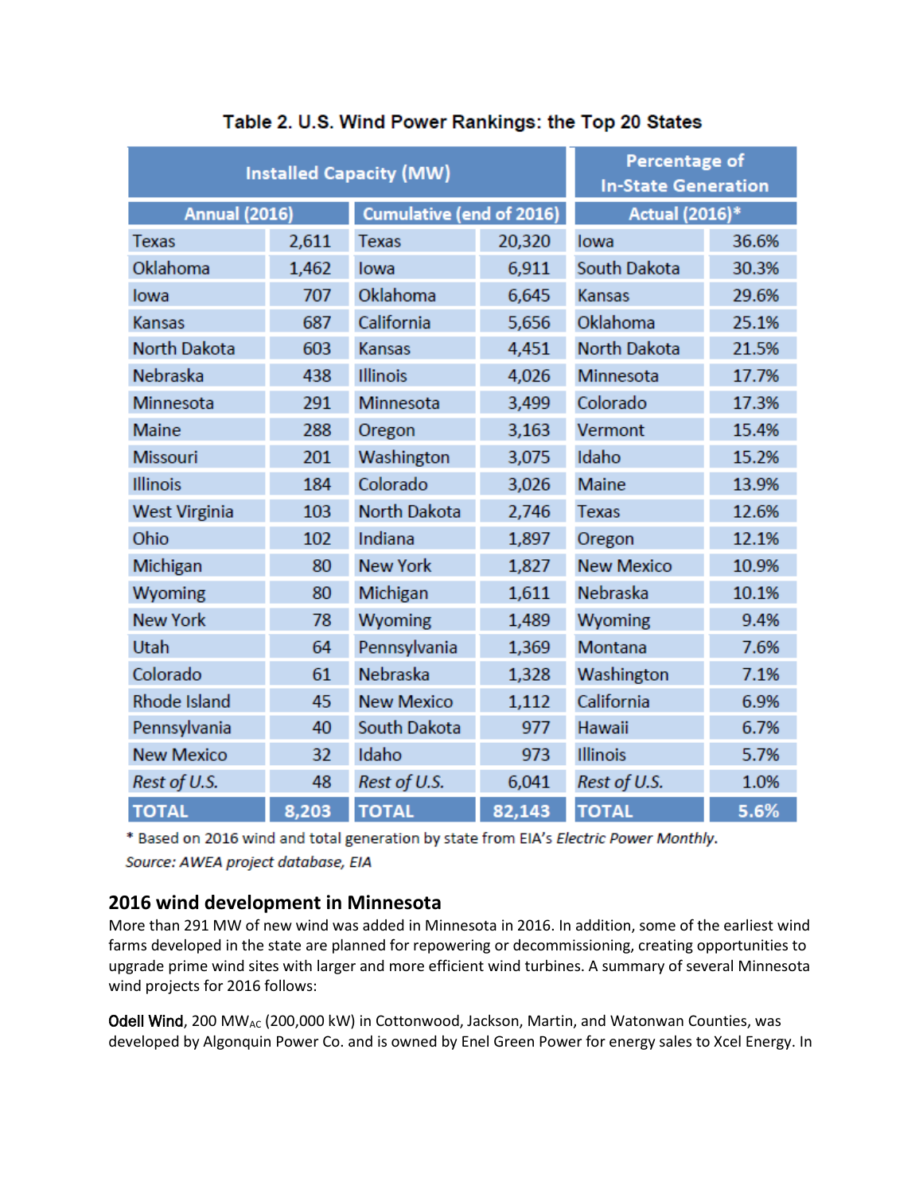Table 2. U.S. Wind Power Rankings: the Top 20 States

| Installed Capacity (MW) | | | | Percentage of In-State Generation | |
|---|---|---|---|---|---|
| Annual (2016) | | Cumulative (end of 2016) | | Actual (2016)* | |
| Texas | 2,611 | Texas | 20,320 | Iowa | 36.6% |
| Oklahoma | 1,462 | Iowa | 6,911 | South Dakota | 30.3% |
| Iowa | 707 | Oklahoma | 6,645 | Kansas | 29.6% |
| Kansas | 687 | California | 5,656 | Oklahoma | 25.1% |
| North Dakota | 603 | Kansas | 4,451 | North Dakota | 21.5% |
| Nebraska | 438 | Illinois | 4,026 | Minnesota | 17.7% |
| Minnesota | 291 | Minnesota | 3,499 | Colorado | 17.3% |
| Maine | 288 | Oregon | 3,163 | Vermont | 15.4% |
| Missouri | 201 | Washington | 3,075 | Idaho | 15.2% |
| Illinois | 184 | Colorado | 3,026 | Maine | 13.9% |
| West Virginia | 103 | North Dakota | 2,746 | Texas | 12.6% |
| Ohio | 102 | Indiana | 1,897 | Oregon | 12.1% |
| Michigan | 80 | New York | 1,827 | New Mexico | 10.9% |
| Wyoming | 80 | Michigan | 1,611 | Nebraska | 10.1% |
| New York | 78 | Wyoming | 1,489 | Wyoming | 9.4% |
| Utah | 64 | Pennsylvania | 1,369 | Montana | 7.6% |
| Colorado | 61 | Nebraska | 1,328 | Washington | 7.1% |
| Rhode Island | 45 | New Mexico | 1,112 | California | 6.9% |
| Pennsylvania | 40 | South Dakota | 977 | Hawaii | 6.7% |
| New Mexico | 32 | Idaho | 973 | Illinois | 5.7% |
| *Rest of U.S.* | 48 | *Rest of U.S.* | 6,041 | *Rest of U.S.* | 1.0% |
| **TOTAL** | **8,203** | **TOTAL** | **82,143** | **TOTAL** | **5.6%** |

\* Based on 2016 wind and total generation by state from EIA's *Electric Power Monthly*.

*Source: AWEA project database, EIA*

## 2016 wind development in Minnesota

More than 291 MW of new wind was added in Minnesota in 2016. In addition, some of the earliest wind farms developed in the state are planned for repowering or decommissioning, creating opportunities to upgrade prime wind sites with larger and more efficient wind turbines. A summary of several Minnesota wind projects for 2016 follows:

**Odell Wind**, 200 $MW_{AC}$ (200,000 kW) in Cottonwood, Jackson, Martin, and Watonwan Counties, was developed by Algonquin Power Co. and is owned by Enel Green Power for energy sales to Xcel Energy. In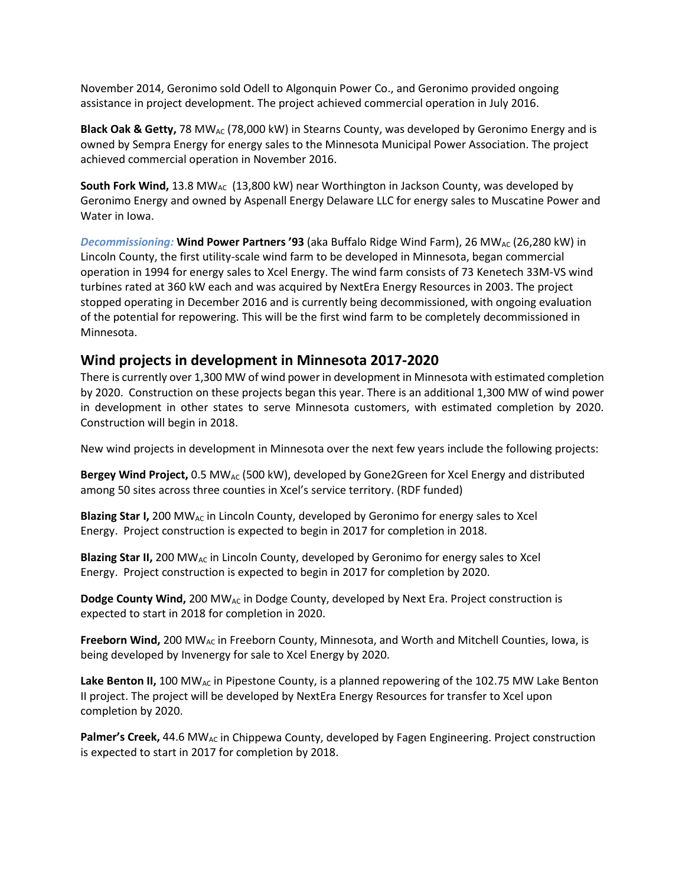November 2014, Geronimo sold Odell to Algonquin Power Co., and Geronimo provided ongoing assistance in project development. The project achieved commercial operation in July 2016.

**Black Oak & Getty,** 78 $MW_{AC}$ (78,000 kW) in Stearns County, was developed by Geronimo Energy and is owned by Sempra Energy for energy sales to the Minnesota Municipal Power Association. The project achieved commercial operation in November 2016.

**South Fork Wind,** 13.8 $MW_{AC}$ (13,800 kW) near Worthington in Jackson County, was developed by Geronimo Energy and owned by Aspenall Energy Delaware LLC for energy sales to Muscatine Power and Water in Iowa.

***Decommissioning:*** **Wind Power Partners '93** (aka Buffalo Ridge Wind Farm), 26 $MW_{AC}$ (26,280 kW) in Lincoln County, the first utility-scale wind farm to be developed in Minnesota, began commercial operation in 1994 for energy sales to Xcel Energy. The wind farm consists of 73 Kenetech 33M-VS wind turbines rated at 360 kW each and was acquired by NextEra Energy Resources in 2003. The project stopped operating in December 2016 and is currently being decommissioned, with ongoing evaluation of the potential for repowering. This will be the first wind farm to be completely decommissioned in Minnesota.

## Wind projects in development in Minnesota 2017-2020

There is currently over 1,300 MW of wind power in development in Minnesota with estimated completion by 2020. Construction on these projects began this year. There is an additional 1,300 MW of wind power in development in other states to serve Minnesota customers, with estimated completion by 2020. Construction will begin in 2018.

New wind projects in development in Minnesota over the next few years include the following projects:

**Bergey Wind Project,** 0.5 $MW_{AC}$ (500 kW), developed by Gone2Green for Xcel Energy and distributed among 50 sites across three counties in Xcel's service territory. (RDF funded)

**Blazing Star I,** 200 $MW_{AC}$ in Lincoln County, developed by Geronimo for energy sales to Xcel Energy. Project construction is expected to begin in 2017 for completion in 2018.

**Blazing Star II,** 200 $MW_{AC}$ in Lincoln County, developed by Geronimo for energy sales to Xcel Energy. Project construction is expected to begin in 2017 for completion by 2020.

**Dodge County Wind,** 200 $MW_{AC}$ in Dodge County, developed by Next Era. Project construction is expected to start in 2018 for completion in 2020.

**Freeborn Wind,** 200 $MW_{AC}$ in Freeborn County, Minnesota, and Worth and Mitchell Counties, Iowa, is being developed by Invenergy for sale to Xcel Energy by 2020.

**Lake Benton II,** 100 $MW_{AC}$ in Pipestone County, is a planned repowering of the 102.75 MW Lake Benton II project. The project will be developed by NextEra Energy Resources for transfer to Xcel upon completion by 2020.

**Palmer's Creek,** 44.6 $MW_{AC}$ in Chippewa County, developed by Fagen Engineering. Project construction is expected to start in 2017 for completion by 2018.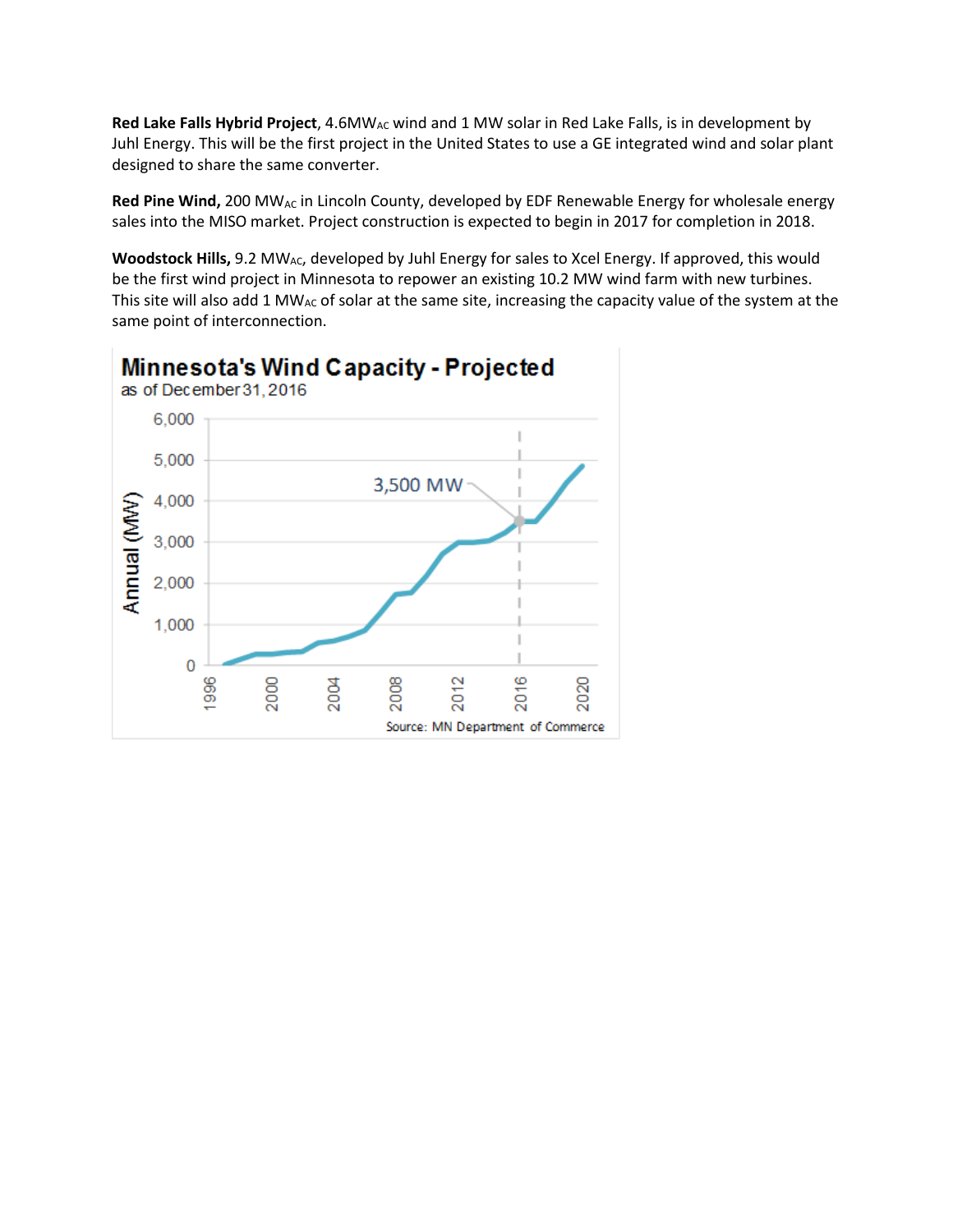**Red Lake Falls Hybrid Project**, 4.6MW$_{AC}$ wind and 1 MW solar in Red Lake Falls, is in development by Juhl Energy. This will be the first project in the United States to use a GE integrated wind and solar plant designed to share the same converter.

**Red Pine Wind,** 200 MW$_{AC}$ in Lincoln County, developed by EDF Renewable Energy for wholesale energy sales into the MISO market. Project construction is expected to begin in 2017 for completion in 2018.

**Woodstock Hills,** 9.2 MW$_{AC}$, developed by Juhl Energy for sales to Xcel Energy. If approved, this would be the first wind project in Minnesota to repower an existing 10.2 MW wind farm with new turbines. This site will also add 1 MW$_{AC}$ of solar at the same site, increasing the capacity value of the system at the same point of interconnection.

**Minnesota's Wind Capacity - Projected**
as of December 31, 2016

Annual (MW)
6,000
5,000
4,000
3,000
2,000
1,000
0

1996
2000
2004
2008
2012
2016
2020

3,500 MW

Source: MN Department of Commerce